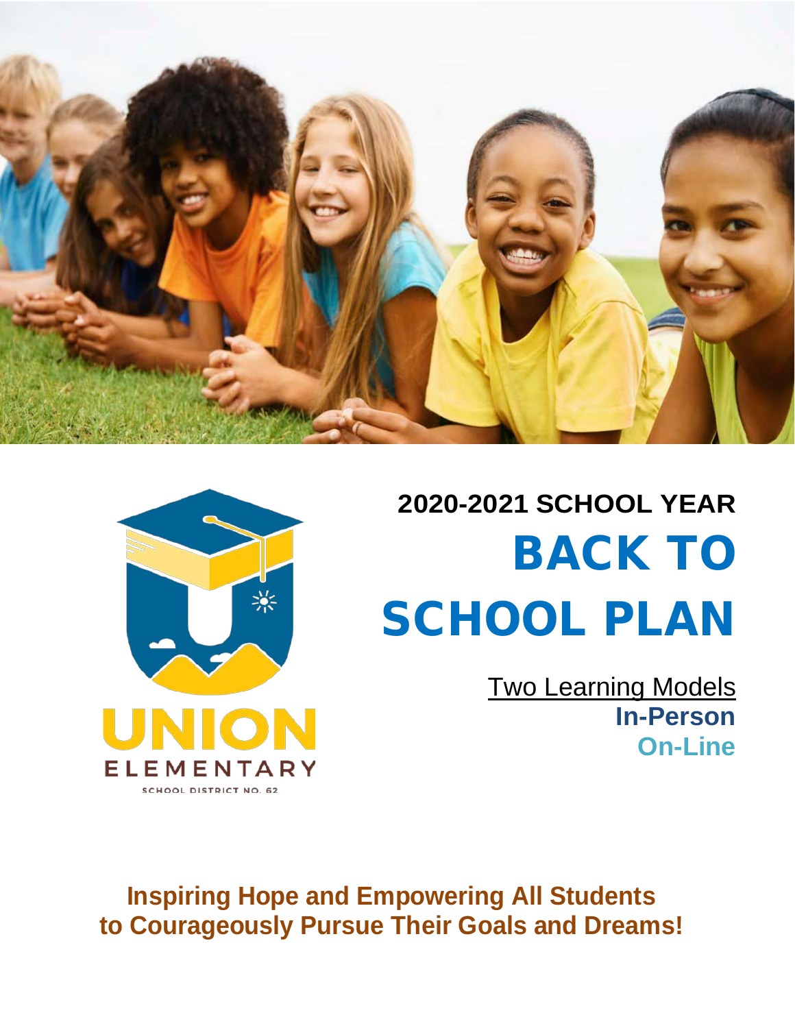UNION ELEMENTARY

SCHOOL DISTRICT NO. 62

# 2020-2021 SCHOOL YEAR

# BACK TO SCHOOL PLAN

Two Learning Models

**In-Person**

**On-Line**

**Inspiring Hope and Empowering All Students to Courageously Pursue Their Goals and Dreams!**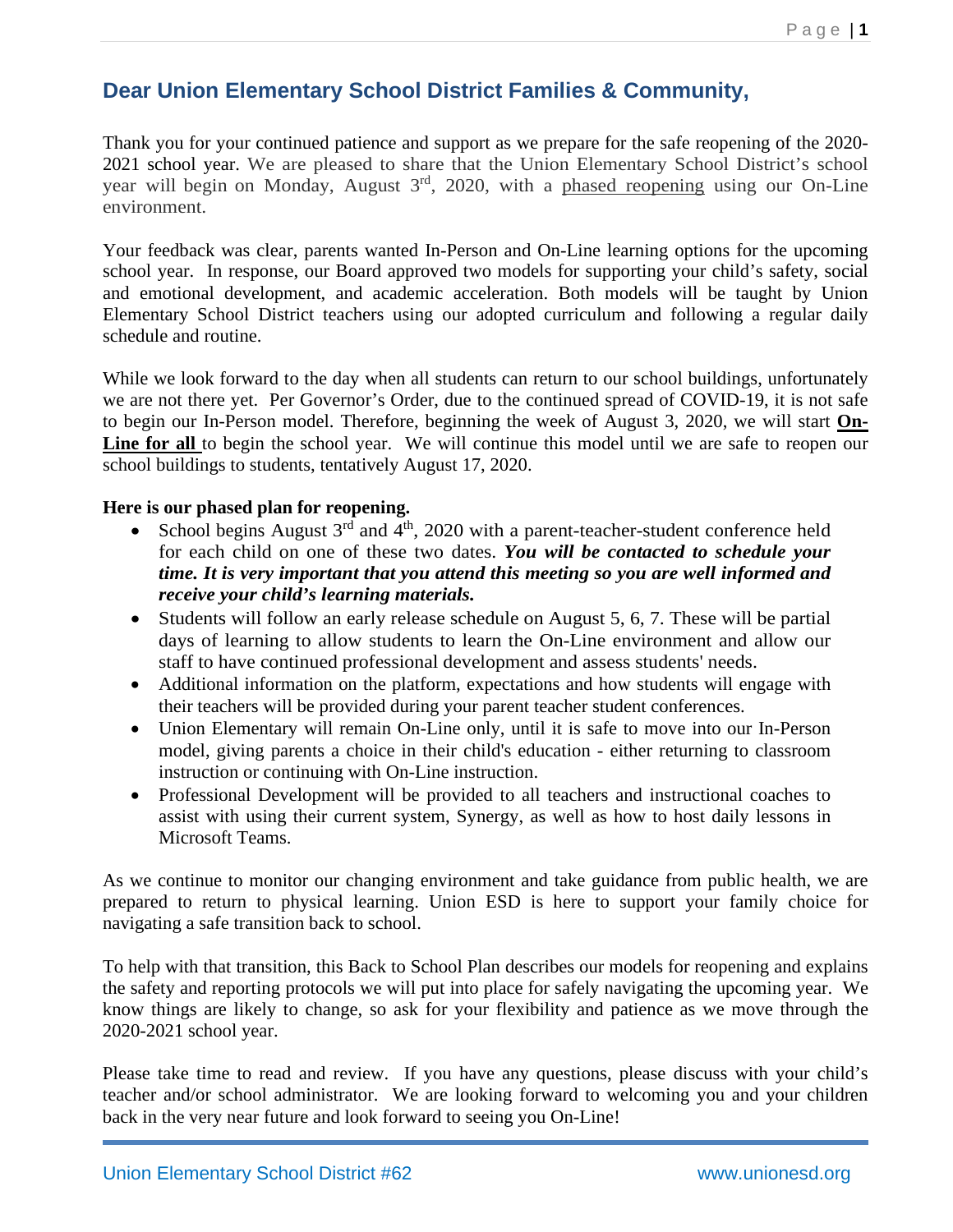## Dear Union Elementary School District Families & Community,

Thank you for your continued patience and support as we prepare for the safe reopening of the 2020-2021 school year. We are pleased to share that the Union Elementary School District's school year will begin on Monday, August 3rd, 2020, with a phased reopening using our On-Line environment.

Your feedback was clear, parents wanted In-Person and On-Line learning options for the upcoming school year. In response, our Board approved two models for supporting your child's safety, social and emotional development, and academic acceleration. Both models will be taught by Union Elementary School District teachers using our adopted curriculum and following a regular daily schedule and routine.

While we look forward to the day when all students can return to our school buildings, unfortunately we are not there yet. Per Governor's Order, due to the continued spread of COVID-19, it is not safe to begin our In-Person model. Therefore, beginning the week of August 3, 2020, we will start **On-Line for all** to begin the school year. We will continue this model until we are safe to reopen our school buildings to students, tentatively August 17, 2020.

**Here is our phased plan for reopening.**

- School begins August 3rd and 4th, 2020 with a parent-teacher-student conference held for each child on one of these two dates. ***You will be contacted to schedule your time. It is very important that you attend this meeting so you are well informed and receive your child's learning materials.***
- Students will follow an early release schedule on August 5, 6, 7. These will be partial days of learning to allow students to learn the On-Line environment and allow our staff to have continued professional development and assess students' needs.
- Additional information on the platform, expectations and how students will engage with their teachers will be provided during your parent teacher student conferences.
- Union Elementary will remain On-Line only, until it is safe to move into our In-Person model, giving parents a choice in their child's education - either returning to classroom instruction or continuing with On-Line instruction.
- Professional Development will be provided to all teachers and instructional coaches to assist with using their current system, Synergy, as well as how to host daily lessons in Microsoft Teams.

As we continue to monitor our changing environment and take guidance from public health, we are prepared to return to physical learning. Union ESD is here to support your family choice for navigating a safe transition back to school.

To help with that transition, this Back to School Plan describes our models for reopening and explains the safety and reporting protocols we will put into place for safely navigating the upcoming year. We know things are likely to change, so ask for your flexibility and patience as we move through the 2020-2021 school year.

Please take time to read and review. If you have any questions, please discuss with your child's teacher and/or school administrator. We are looking forward to welcoming you and your children back in the very near future and look forward to seeing you On-Line!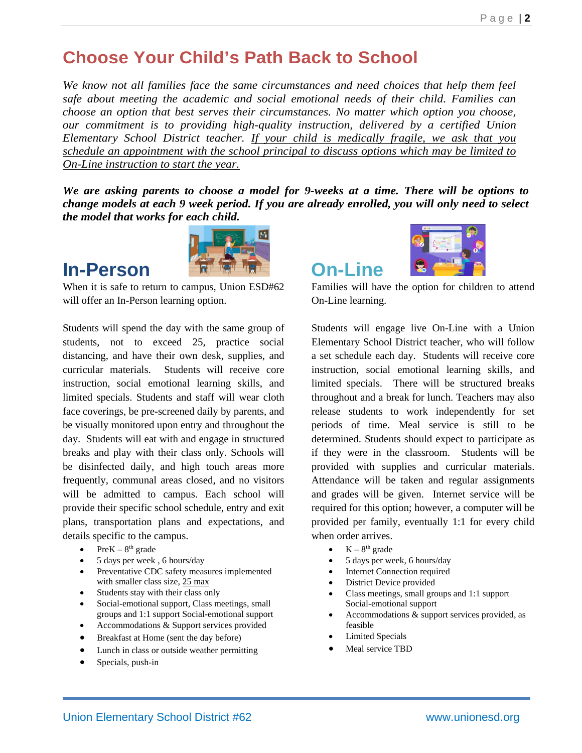# Choose Your Child's Path Back to School

*We know not all families face the same circumstances and need choices that help them feel safe about meeting the academic and social emotional needs of their child. Families can choose an option that best serves their circumstances. No matter which option you choose, our commitment is to providing high-quality instruction, delivered by a certified Union Elementary School District teacher. If your child is medically fragile, we ask that you schedule an appointment with the school principal to discuss options which may be limited to On-Line instruction to start the year.*

***We are asking parents to choose a model for 9-weeks at a time. There will be options to change models at each 9 week period. If you are already enrolled, you will only need to select the model that works for each child.***

## In-Person

When it is safe to return to campus, Union ESD#62 will offer an In-Person learning option.

Students will spend the day with the same group of students, not to exceed 25, practice social distancing, and have their own desk, supplies, and curricular materials. Students will receive core instruction, social emotional learning skills, and limited specials. Students and staff will wear cloth face coverings, be pre-screened daily by parents, and be visually monitored upon entry and throughout the day. Students will eat with and engage in structured breaks and play with their class only. Schools will be disinfected daily, and high touch areas more frequently, communal areas closed, and no visitors will be admitted to campus. Each school will provide their specific school schedule, entry and exit plans, transportation plans and expectations, and details specific to the campus.

- PreK – 8th grade
- 5 days per week , 6 hours/day
- Preventative CDC safety measures implemented with smaller class size, 25 max
- Students stay with their class only
- Social-emotional support, Class meetings, small groups and 1:1 support Social-emotional support
- Accommodations & Support services provided
- Breakfast at Home (sent the day before)
- Lunch in class or outside weather permitting
- Specials, push-in

## On-Line

Families will have the option for children to attend On-Line learning.

Students will engage live On-Line with a Union Elementary School District teacher, who will follow a set schedule each day. Students will receive core instruction, social emotional learning skills, and limited specials. There will be structured breaks throughout and a break for lunch. Teachers may also release students to work independently for set periods of time. Meal service is still to be determined. Students should expect to participate as if they were in the classroom. Students will be provided with supplies and curricular materials. Attendance will be taken and regular assignments and grades will be given. Internet service will be required for this option; however, a computer will be provided per family, eventually 1:1 for every child when order arrives.

- K – 8th grade
- 5 days per week, 6 hours/day
- Internet Connection required
- District Device provided
- Class meetings, small groups and 1:1 support Social-emotional support
- Accommodations & support services provided, as feasible
- Limited Specials
- Meal service TBD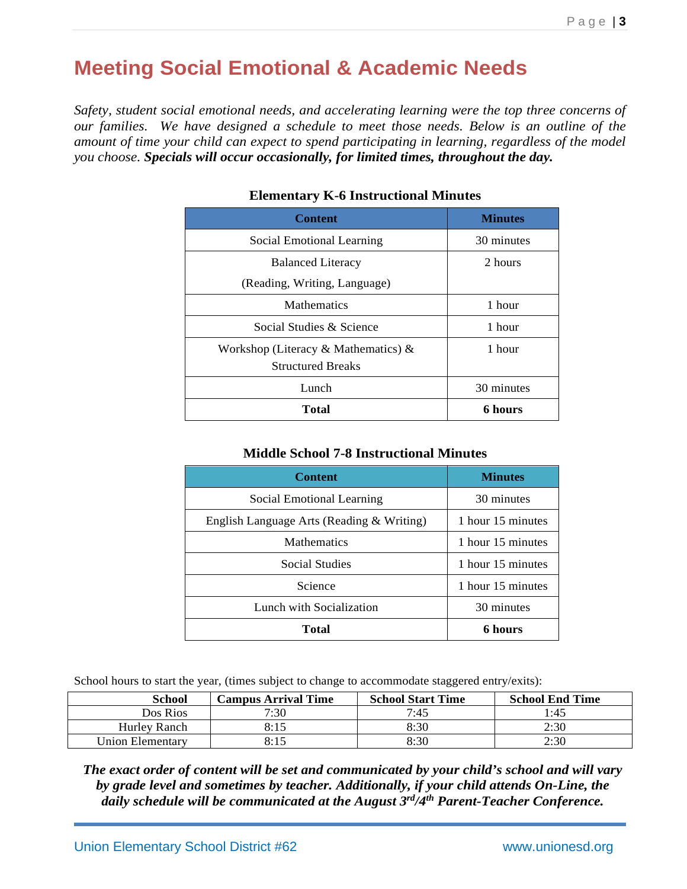# Meeting Social Emotional & Academic Needs

*Safety, student social emotional needs, and accelerating learning were the top three concerns of our families. We have designed a schedule to meet those needs. Below is an outline of the amount of time your child can expect to spend participating in learning, regardless of the model you choose.* ***Specials will occur occasionally, for limited times, throughout the day.***

**Elementary K-6 Instructional Minutes**

| Content | Minutes |
|---|---|
| Social Emotional Learning | 30 minutes |
| Balanced Literacy (Reading, Writing, Language) | 2 hours |
| Mathematics | 1 hour |
| Social Studies & Science | 1 hour |
| Workshop (Literacy & Mathematics) & Structured Breaks | 1 hour |
| Lunch | 30 minutes |
| **Total** | **6 hours** |

**Middle School 7-8 Instructional Minutes**

| Content | Minutes |
|---|---|
| Social Emotional Learning | 30 minutes |
| English Language Arts (Reading & Writing) | 1 hour 15 minutes |
| Mathematics | 1 hour 15 minutes |
| Social Studies | 1 hour 15 minutes |
| Science | 1 hour 15 minutes |
| Lunch with Socialization | 30 minutes |
| **Total** | **6 hours** |

School hours to start the year, (times subject to change to accommodate staggered entry/exits):

| School | Campus Arrival Time | School Start Time | School End Time |
|---|---|---|---|
| Dos Rios | 7:30 | 7:45 | 1:45 |
| Hurley Ranch | 8:15 | 8:30 | 2:30 |
| Union Elementary | 8:15 | 8:30 | 2:30 |

***The exact order of content will be set and communicated by your child's school and will vary by grade level and sometimes by teacher. Additionally, if your child attends On-Line, the daily schedule will be communicated at the August 3rd/4th Parent-Teacher Conference.***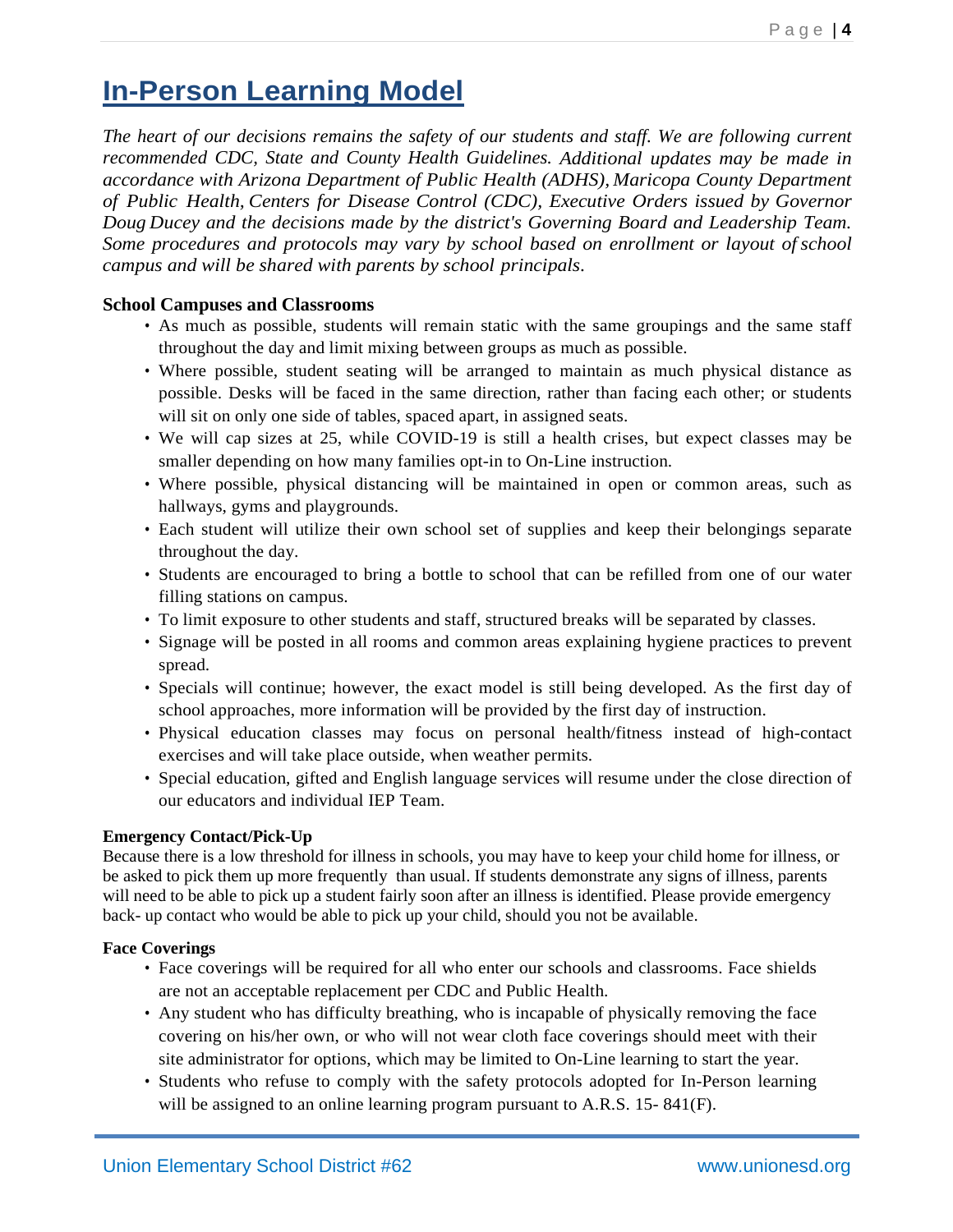# In-Person Learning Model

*The heart of our decisions remains the safety of our students and staff. We are following current recommended CDC, State and County Health Guidelines. Additional updates may be made in accordance with Arizona Department of Public Health (ADHS), Maricopa County Department of Public Health, Centers for Disease Control (CDC), Executive Orders issued by Governor Doug Ducey and the decisions made by the district's Governing Board and Leadership Team. Some procedures and protocols may vary by school based on enrollment or layout of school campus and will be shared with parents by school principals.*

**School Campuses and Classrooms**

- As much as possible, students will remain static with the same groupings and the same staff throughout the day and limit mixing between groups as much as possible.
- Where possible, student seating will be arranged to maintain as much physical distance as possible. Desks will be faced in the same direction, rather than facing each other; or students will sit on only one side of tables, spaced apart, in assigned seats.
- We will cap sizes at 25, while COVID-19 is still a health crises, but expect classes may be smaller depending on how many families opt-in to On-Line instruction.
- Where possible, physical distancing will be maintained in open or common areas, such as hallways, gyms and playgrounds.
- Each student will utilize their own school set of supplies and keep their belongings separate throughout the day.
- Students are encouraged to bring a bottle to school that can be refilled from one of our water filling stations on campus.
- To limit exposure to other students and staff, structured breaks will be separated by classes.
- Signage will be posted in all rooms and common areas explaining hygiene practices to prevent spread.
- Specials will continue; however, the exact model is still being developed. As the first day of school approaches, more information will be provided by the first day of instruction.
- Physical education classes may focus on personal health/fitness instead of high-contact exercises and will take place outside, when weather permits.
- Special education, gifted and English language services will resume under the close direction of our educators and individual IEP Team.

**Emergency Contact/Pick-Up**

Because there is a low threshold for illness in schools, you may have to keep your child home for illness, or be asked to pick them up more frequently than usual. If students demonstrate any signs of illness, parents will need to be able to pick up a student fairly soon after an illness is identified. Please provide emergency back- up contact who would be able to pick up your child, should you not be available.

**Face Coverings**

- Face coverings will be required for all who enter our schools and classrooms. Face shields are not an acceptable replacement per CDC and Public Health.
- Any student who has difficulty breathing, who is incapable of physically removing the face covering on his/her own, or who will not wear cloth face coverings should meet with their site administrator for options, which may be limited to On-Line learning to start the year.
- Students who refuse to comply with the safety protocols adopted for In-Person learning will be assigned to an online learning program pursuant to A.R.S. 15- 841(F).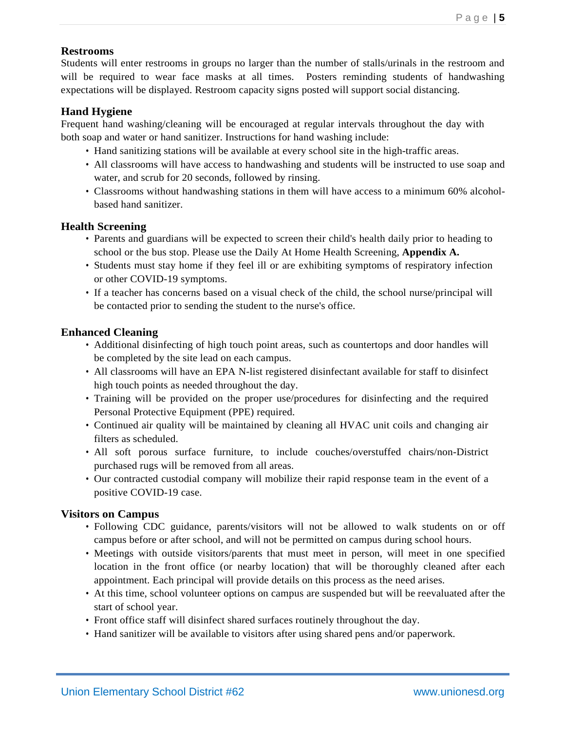**Restrooms**

Students will enter restrooms in groups no larger than the number of stalls/urinals in the restroom and will be required to wear face masks at all times. Posters reminding students of handwashing expectations will be displayed. Restroom capacity signs posted will support social distancing.

**Hand Hygiene**

Frequent hand washing/cleaning will be encouraged at regular intervals throughout the day with both soap and water or hand sanitizer. Instructions for hand washing include:

- Hand sanitizing stations will be available at every school site in the high-traffic areas.
- All classrooms will have access to handwashing and students will be instructed to use soap and water, and scrub for 20 seconds, followed by rinsing.
- Classrooms without handwashing stations in them will have access to a minimum 60% alcohol-based hand sanitizer.

**Health Screening**

- Parents and guardians will be expected to screen their child's health daily prior to heading to school or the bus stop. Please use the Daily At Home Health Screening, **Appendix A.**
- Students must stay home if they feel ill or are exhibiting symptoms of respiratory infection or other COVID-19 symptoms.
- If a teacher has concerns based on a visual check of the child, the school nurse/principal will be contacted prior to sending the student to the nurse's office.

**Enhanced Cleaning**

- Additional disinfecting of high touch point areas, such as countertops and door handles will be completed by the site lead on each campus.
- All classrooms will have an EPA N-list registered disinfectant available for staff to disinfect high touch points as needed throughout the day.
- Training will be provided on the proper use/procedures for disinfecting and the required Personal Protective Equipment (PPE) required.
- Continued air quality will be maintained by cleaning all HVAC unit coils and changing air filters as scheduled.
- All soft porous surface furniture, to include couches/overstuffed chairs/non-District purchased rugs will be removed from all areas.
- Our contracted custodial company will mobilize their rapid response team in the event of a positive COVID-19 case.

**Visitors on Campus**

- Following CDC guidance, parents/visitors will not be allowed to walk students on or off campus before or after school, and will not be permitted on campus during school hours.
- Meetings with outside visitors/parents that must meet in person, will meet in one specified location in the front office (or nearby location) that will be thoroughly cleaned after each appointment. Each principal will provide details on this process as the need arises.
- At this time, school volunteer options on campus are suspended but will be reevaluated after the start of school year.
- Front office staff will disinfect shared surfaces routinely throughout the day.
- Hand sanitizer will be available to visitors after using shared pens and/or paperwork.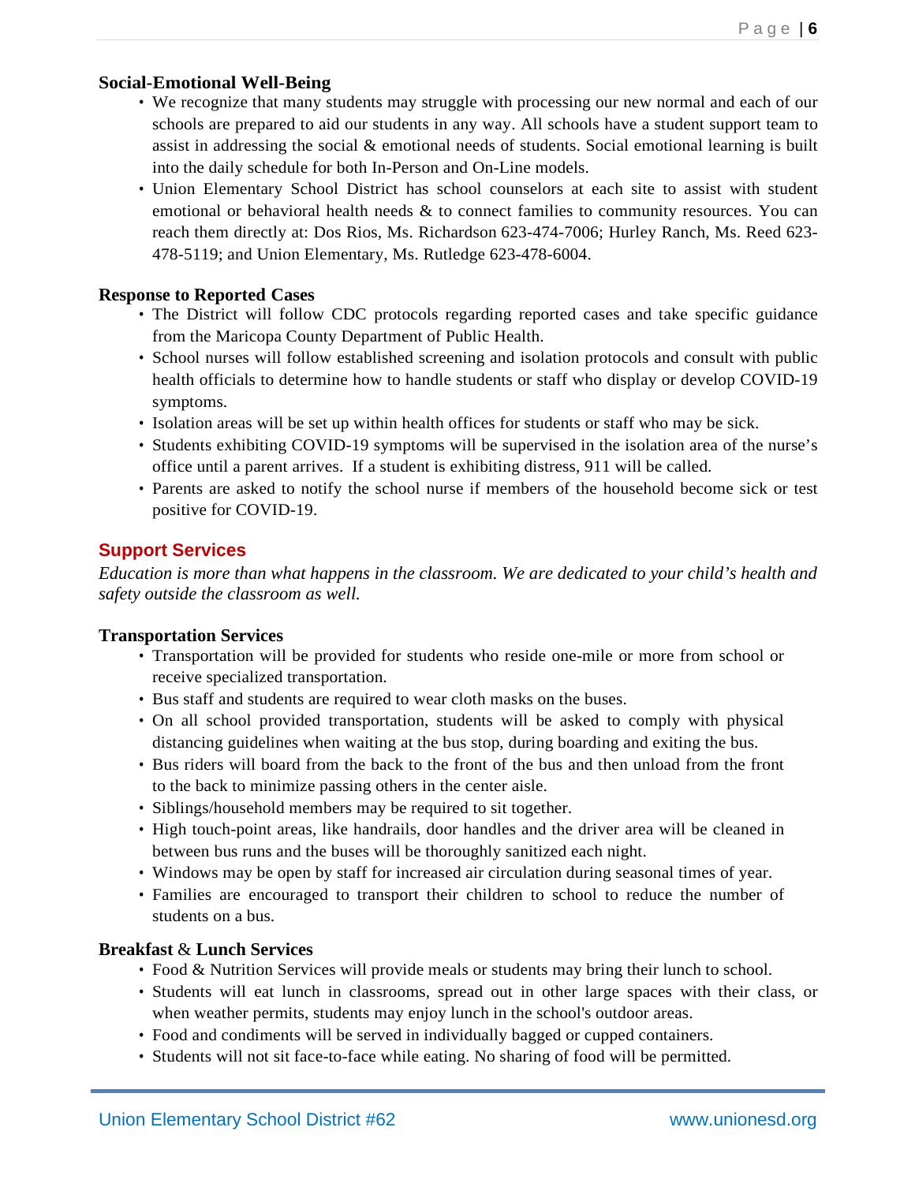**Social-Emotional Well-Being**

- We recognize that many students may struggle with processing our new normal and each of our schools are prepared to aid our students in any way. All schools have a student support team to assist in addressing the social & emotional needs of students. Social emotional learning is built into the daily schedule for both In-Person and On-Line models.
- Union Elementary School District has school counselors at each site to assist with student emotional or behavioral health needs & to connect families to community resources. You can reach them directly at: Dos Rios, Ms. Richardson 623-474-7006; Hurley Ranch, Ms. Reed 623-478-5119; and Union Elementary, Ms. Rutledge 623-478-6004.

**Response to Reported Cases**

- The District will follow CDC protocols regarding reported cases and take specific guidance from the Maricopa County Department of Public Health.
- School nurses will follow established screening and isolation protocols and consult with public health officials to determine how to handle students or staff who display or develop COVID-19 symptoms.
- Isolation areas will be set up within health offices for students or staff who may be sick.
- Students exhibiting COVID-19 symptoms will be supervised in the isolation area of the nurse's office until a parent arrives. If a student is exhibiting distress, 911 will be called.
- Parents are asked to notify the school nurse if members of the household become sick or test positive for COVID-19.

## Support Services

*Education is more than what happens in the classroom. We are dedicated to your child's health and safety outside the classroom as well.*

**Transportation Services**

- Transportation will be provided for students who reside one-mile or more from school or receive specialized transportation.
- Bus staff and students are required to wear cloth masks on the buses.
- On all school provided transportation, students will be asked to comply with physical distancing guidelines when waiting at the bus stop, during boarding and exiting the bus.
- Bus riders will board from the back to the front of the bus and then unload from the front to the back to minimize passing others in the center aisle.
- Siblings/household members may be required to sit together.
- High touch-point areas, like handrails, door handles and the driver area will be cleaned in between bus runs and the buses will be thoroughly sanitized each night.
- Windows may be open by staff for increased air circulation during seasonal times of year.
- Families are encouraged to transport their children to school to reduce the number of students on a bus.

**Breakfast & Lunch Services**

- Food & Nutrition Services will provide meals or students may bring their lunch to school.
- Students will eat lunch in classrooms, spread out in other large spaces with their class, or when weather permits, students may enjoy lunch in the school's outdoor areas.
- Food and condiments will be served in individually bagged or cupped containers.
- Students will not sit face-to-face while eating. No sharing of food will be permitted.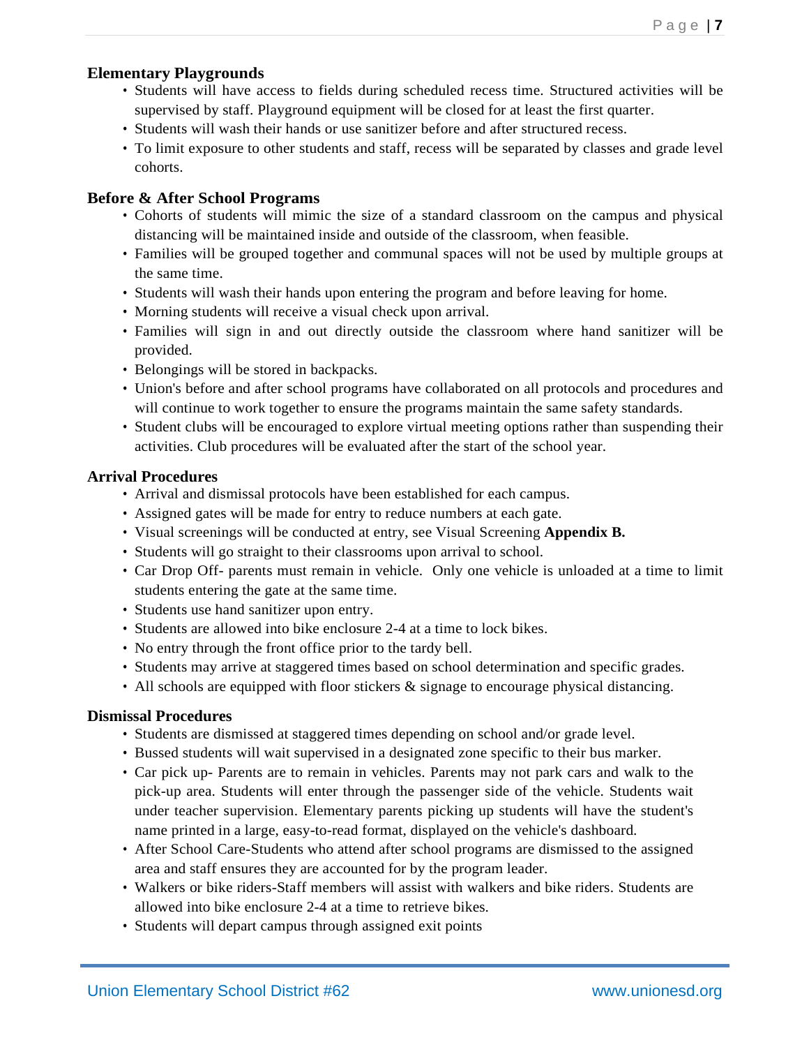## Elementary Playgrounds

- Students will have access to fields during scheduled recess time. Structured activities will be supervised by staff. Playground equipment will be closed for at least the first quarter.
- Students will wash their hands or use sanitizer before and after structured recess.
- To limit exposure to other students and staff, recess will be separated by classes and grade level cohorts.

## Before & After School Programs

- Cohorts of students will mimic the size of a standard classroom on the campus and physical distancing will be maintained inside and outside of the classroom, when feasible.
- Families will be grouped together and communal spaces will not be used by multiple groups at the same time.
- Students will wash their hands upon entering the program and before leaving for home.
- Morning students will receive a visual check upon arrival.
- Families will sign in and out directly outside the classroom where hand sanitizer will be provided.
- Belongings will be stored in backpacks.
- Union's before and after school programs have collaborated on all protocols and procedures and will continue to work together to ensure the programs maintain the same safety standards.
- Student clubs will be encouraged to explore virtual meeting options rather than suspending their activities. Club procedures will be evaluated after the start of the school year.

## Arrival Procedures

- Arrival and dismissal protocols have been established for each campus.
- Assigned gates will be made for entry to reduce numbers at each gate.
- Visual screenings will be conducted at entry, see Visual Screening **Appendix B.**
- Students will go straight to their classrooms upon arrival to school.
- Car Drop Off- parents must remain in vehicle. Only one vehicle is unloaded at a time to limit students entering the gate at the same time.
- Students use hand sanitizer upon entry.
- Students are allowed into bike enclosure 2-4 at a time to lock bikes.
- No entry through the front office prior to the tardy bell.
- Students may arrive at staggered times based on school determination and specific grades.
- All schools are equipped with floor stickers & signage to encourage physical distancing.

## Dismissal Procedures

- Students are dismissed at staggered times depending on school and/or grade level.
- Bussed students will wait supervised in a designated zone specific to their bus marker.
- Car pick up- Parents are to remain in vehicles. Parents may not park cars and walk to the pick-up area. Students will enter through the passenger side of the vehicle. Students wait under teacher supervision. Elementary parents picking up students will have the student's name printed in a large, easy-to-read format, displayed on the vehicle's dashboard.
- After School Care-Students who attend after school programs are dismissed to the assigned area and staff ensures they are accounted for by the program leader.
- Walkers or bike riders-Staff members will assist with walkers and bike riders. Students are allowed into bike enclosure 2-4 at a time to retrieve bikes.
- Students will depart campus through assigned exit points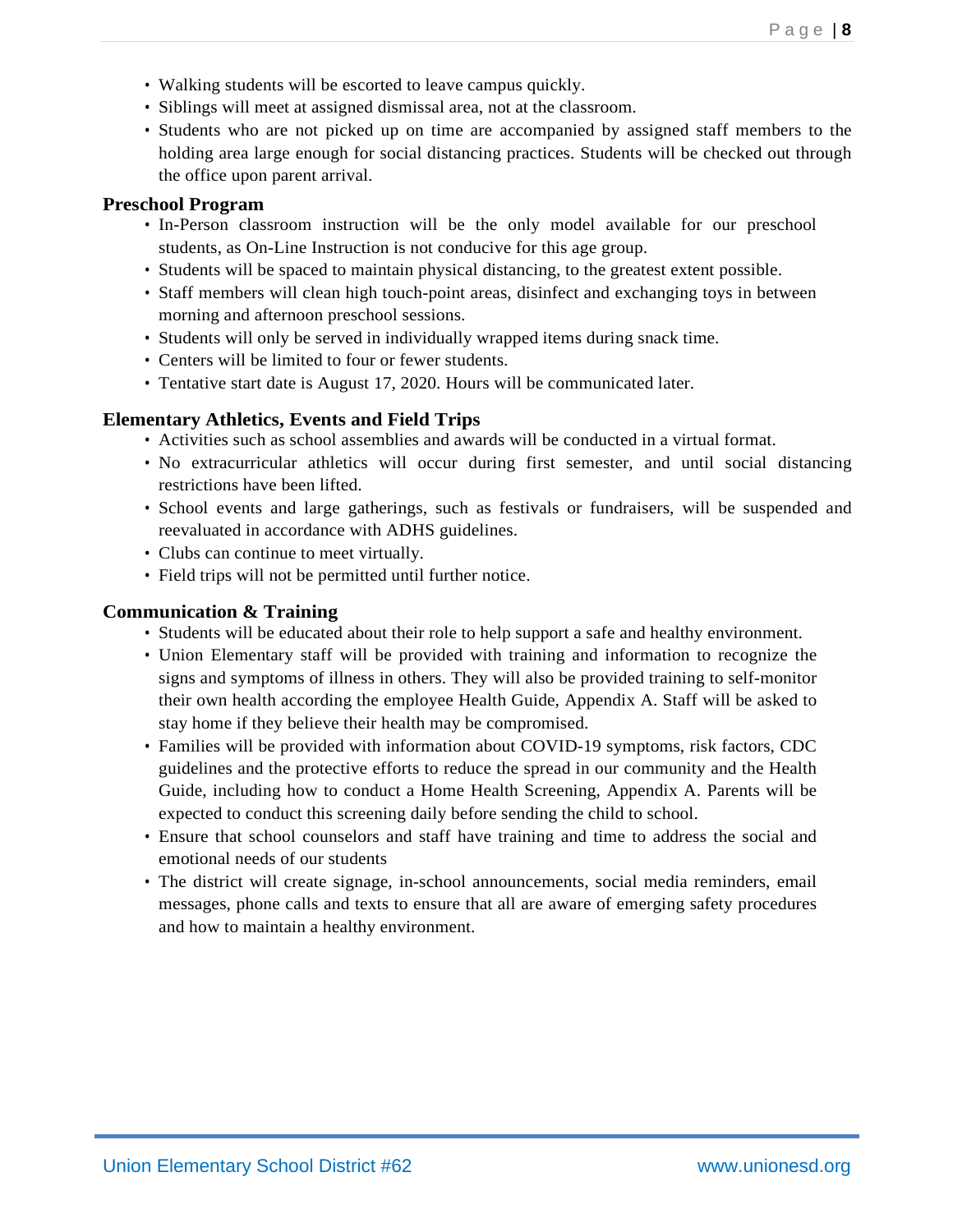- Walking students will be escorted to leave campus quickly.
- Siblings will meet at assigned dismissal area, not at the classroom.
- Students who are not picked up on time are accompanied by assigned staff members to the holding area large enough for social distancing practices. Students will be checked out through the office upon parent arrival.

### Preschool Program

- In-Person classroom instruction will be the only model available for our preschool students, as On-Line Instruction is not conducive for this age group.
- Students will be spaced to maintain physical distancing, to the greatest extent possible.
- Staff members will clean high touch-point areas, disinfect and exchanging toys in between morning and afternoon preschool sessions.
- Students will only be served in individually wrapped items during snack time.
- Centers will be limited to four or fewer students.
- Tentative start date is August 17, 2020. Hours will be communicated later.

### Elementary Athletics, Events and Field Trips

- Activities such as school assemblies and awards will be conducted in a virtual format.
- No extracurricular athletics will occur during first semester, and until social distancing restrictions have been lifted.
- School events and large gatherings, such as festivals or fundraisers, will be suspended and reevaluated in accordance with ADHS guidelines.
- Clubs can continue to meet virtually.
- Field trips will not be permitted until further notice.

### Communication & Training

- Students will be educated about their role to help support a safe and healthy environment.
- Union Elementary staff will be provided with training and information to recognize the signs and symptoms of illness in others. They will also be provided training to self-monitor their own health according the employee Health Guide, Appendix A. Staff will be asked to stay home if they believe their health may be compromised.
- Families will be provided with information about COVID-19 symptoms, risk factors, CDC guidelines and the protective efforts to reduce the spread in our community and the Health Guide, including how to conduct a Home Health Screening, Appendix A. Parents will be expected to conduct this screening daily before sending the child to school.
- Ensure that school counselors and staff have training and time to address the social and emotional needs of our students
- The district will create signage, in-school announcements, social media reminders, email messages, phone calls and texts to ensure that all are aware of emerging safety procedures and how to maintain a healthy environment.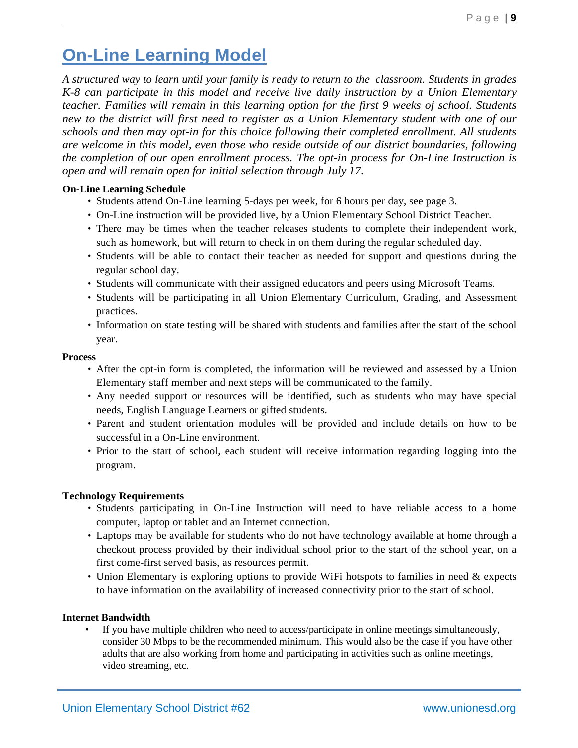# On-Line Learning Model

*A structured way to learn until your family is ready to return to the classroom. Students in grades K-8 can participate in this model and receive live daily instruction by a Union Elementary teacher. Families will remain in this learning option for the first 9 weeks of school. Students new to the district will first need to register as a Union Elementary student with one of our schools and then may opt-in for this choice following their completed enrollment. All students are welcome in this model, even those who reside outside of our district boundaries, following the completion of our open enrollment process. The opt-in process for On-Line Instruction is open and will remain open for <u>initial</u> selection through July 17.*

**On-Line Learning Schedule**

- Students attend On-Line learning 5-days per week, for 6 hours per day, see page 3.
- On-Line instruction will be provided live, by a Union Elementary School District Teacher.
- There may be times when the teacher releases students to complete their independent work, such as homework, but will return to check in on them during the regular scheduled day.
- Students will be able to contact their teacher as needed for support and questions during the regular school day.
- Students will communicate with their assigned educators and peers using Microsoft Teams.
- Students will be participating in all Union Elementary Curriculum, Grading, and Assessment practices.
- Information on state testing will be shared with students and families after the start of the school year.

**Process**

- After the opt-in form is completed, the information will be reviewed and assessed by a Union Elementary staff member and next steps will be communicated to the family.
- Any needed support or resources will be identified, such as students who may have special needs, English Language Learners or gifted students.
- Parent and student orientation modules will be provided and include details on how to be successful in a On-Line environment.
- Prior to the start of school, each student will receive information regarding logging into the program.

**Technology Requirements**

- Students participating in On-Line Instruction will need to have reliable access to a home computer, laptop or tablet and an Internet connection.
- Laptops may be available for students who do not have technology available at home through a checkout process provided by their individual school prior to the start of the school year, on a first come-first served basis, as resources permit.
- Union Elementary is exploring options to provide WiFi hotspots to families in need & expects to have information on the availability of increased connectivity prior to the start of school.

**Internet Bandwidth**

- If you have multiple children who need to access/participate in online meetings simultaneously, consider 30 Mbps to be the recommended minimum. This would also be the case if you have other adults that are also working from home and participating in activities such as online meetings, video streaming, etc.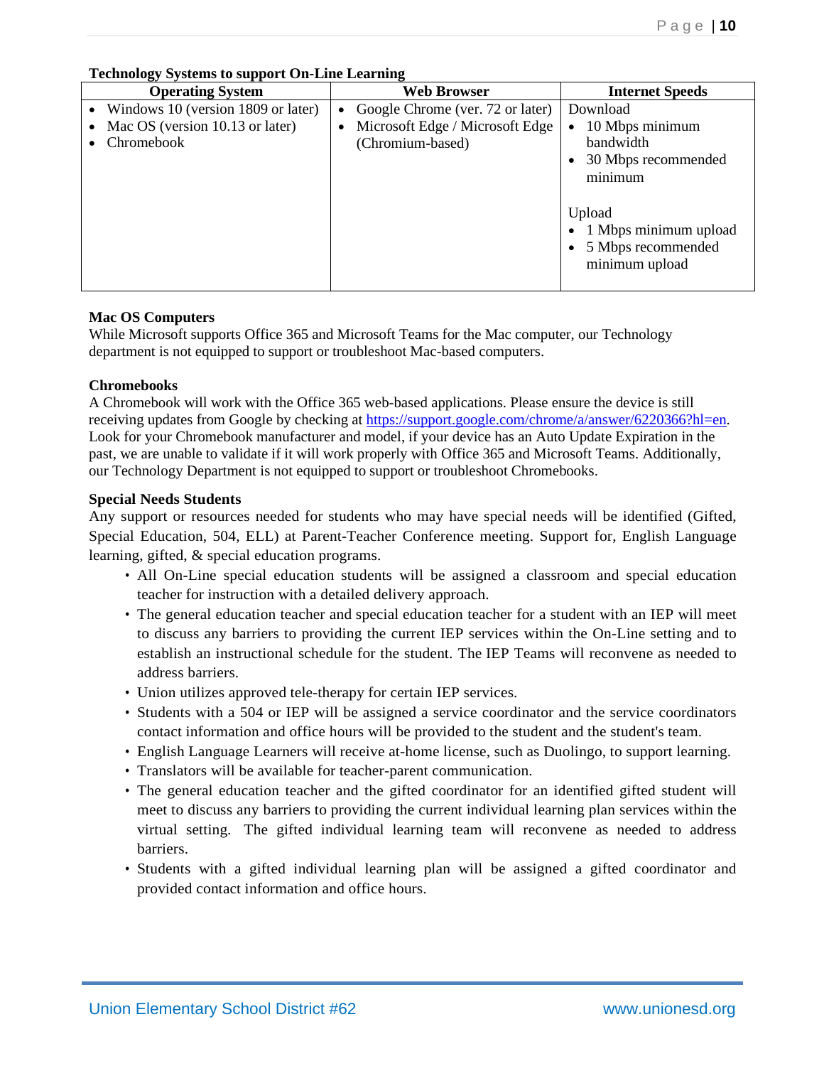**Technology Systems to support On-Line Learning**

| Operating System | Web Browser | Internet Speeds |
|---|---|---|
| • Windows 10 (version 1809 or later)<br>• Mac OS (version 10.13 or later)<br>• Chromebook | • Google Chrome (ver. 72 or later)<br>• Microsoft Edge / Microsoft Edge (Chromium-based) | Download<br>• 10 Mbps minimum bandwidth<br>• 30 Mbps recommended minimum<br><br>Upload<br>• 1 Mbps minimum upload<br>• 5 Mbps recommended minimum upload |

**Mac OS Computers**

While Microsoft supports Office 365 and Microsoft Teams for the Mac computer, our Technology department is not equipped to support or troubleshoot Mac-based computers.

**Chromebooks**

A Chromebook will work with the Office 365 web-based applications. Please ensure the device is still receiving updates from Google by checking at https://support.google.com/chrome/a/answer/6220366?hl=en. Look for your Chromebook manufacturer and model, if your device has an Auto Update Expiration in the past, we are unable to validate if it will work properly with Office 365 and Microsoft Teams. Additionally, our Technology Department is not equipped to support or troubleshoot Chromebooks.

**Special Needs Students**

Any support or resources needed for students who may have special needs will be identified (Gifted, Special Education, 504, ELL) at Parent-Teacher Conference meeting. Support for, English Language learning, gifted, & special education programs.

- All On-Line special education students will be assigned a classroom and special education teacher for instruction with a detailed delivery approach.
- The general education teacher and special education teacher for a student with an IEP will meet to discuss any barriers to providing the current IEP services within the On-Line setting and to establish an instructional schedule for the student. The IEP Teams will reconvene as needed to address barriers.
- Union utilizes approved tele-therapy for certain IEP services.
- Students with a 504 or IEP will be assigned a service coordinator and the service coordinators contact information and office hours will be provided to the student and the student's team.
- English Language Learners will receive at-home license, such as Duolingo, to support learning.
- Translators will be available for teacher-parent communication.
- The general education teacher and the gifted coordinator for an identified gifted student will meet to discuss any barriers to providing the current individual learning plan services within the virtual setting. The gifted individual learning team will reconvene as needed to address barriers.
- Students with a gifted individual learning plan will be assigned a gifted coordinator and provided contact information and office hours.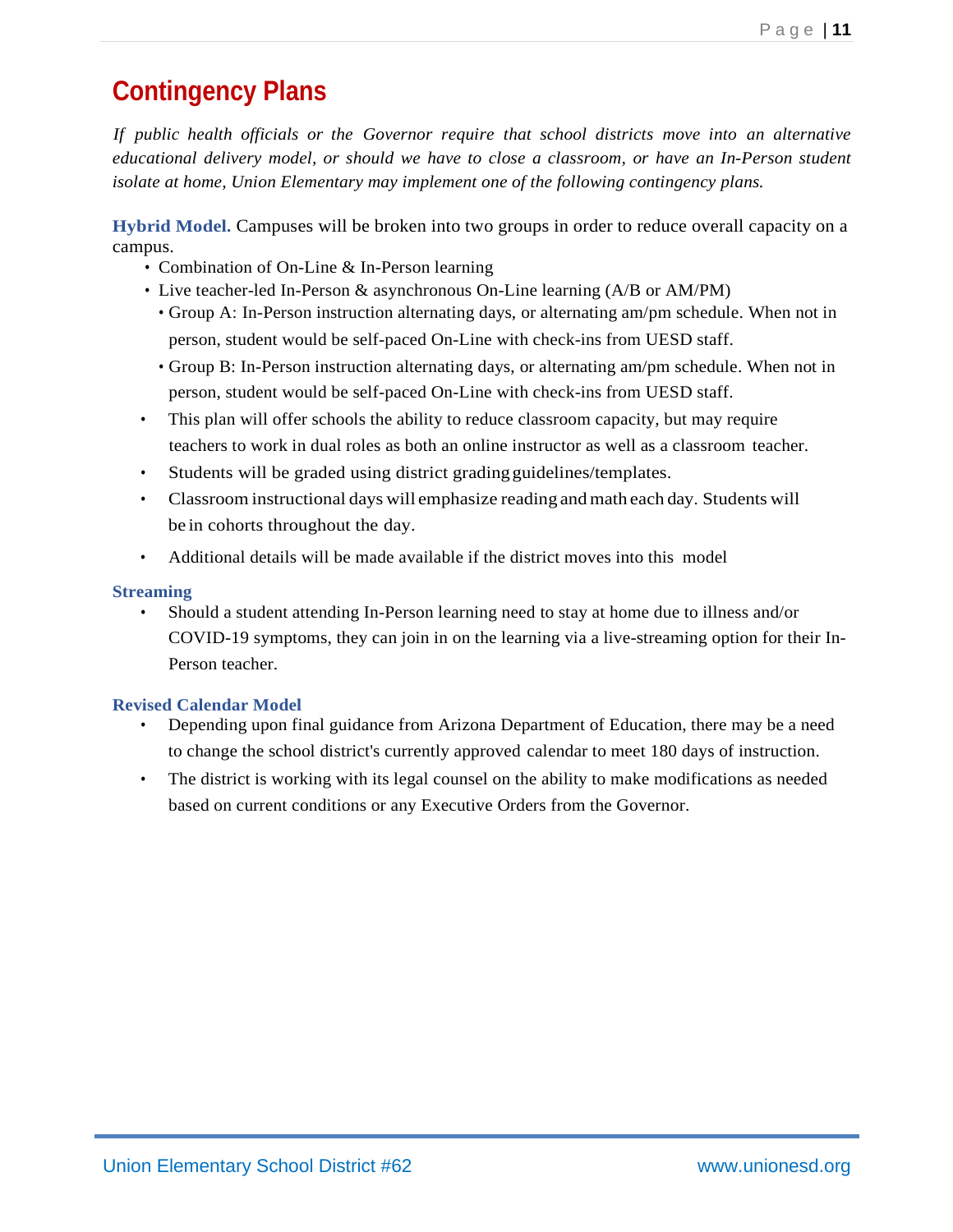# Contingency Plans

*If public health officials or the Governor require that school districts move into an alternative educational delivery model, or should we have to close a classroom, or have an In-Person student isolate at home, Union Elementary may implement one of the following contingency plans.*

**Hybrid Model.** Campuses will be broken into two groups in order to reduce overall capacity on a campus.

- Combination of On-Line & In-Person learning
- Live teacher-led In-Person & asynchronous On-Line learning (A/B or AM/PM)
  - Group A: In-Person instruction alternating days, or alternating am/pm schedule. When not in person, student would be self-paced On-Line with check-ins from UESD staff.
  - Group B: In-Person instruction alternating days, or alternating am/pm schedule. When not in person, student would be self-paced On-Line with check-ins from UESD staff.
- This plan will offer schools the ability to reduce classroom capacity, but may require teachers to work in dual roles as both an online instructor as well as a classroom teacher.
- Students will be graded using district grading guidelines/templates.
- Classroom instructional days will emphasize reading and math each day. Students will be in cohorts throughout the day.
- Additional details will be made available if the district moves into this model

**Streaming**

- Should a student attending In-Person learning need to stay at home due to illness and/or COVID-19 symptoms, they can join in on the learning via a live-streaming option for their In-Person teacher.

**Revised Calendar Model**

- Depending upon final guidance from Arizona Department of Education, there may be a need to change the school district's currently approved calendar to meet 180 days of instruction.
- The district is working with its legal counsel on the ability to make modifications as needed based on current conditions or any Executive Orders from the Governor.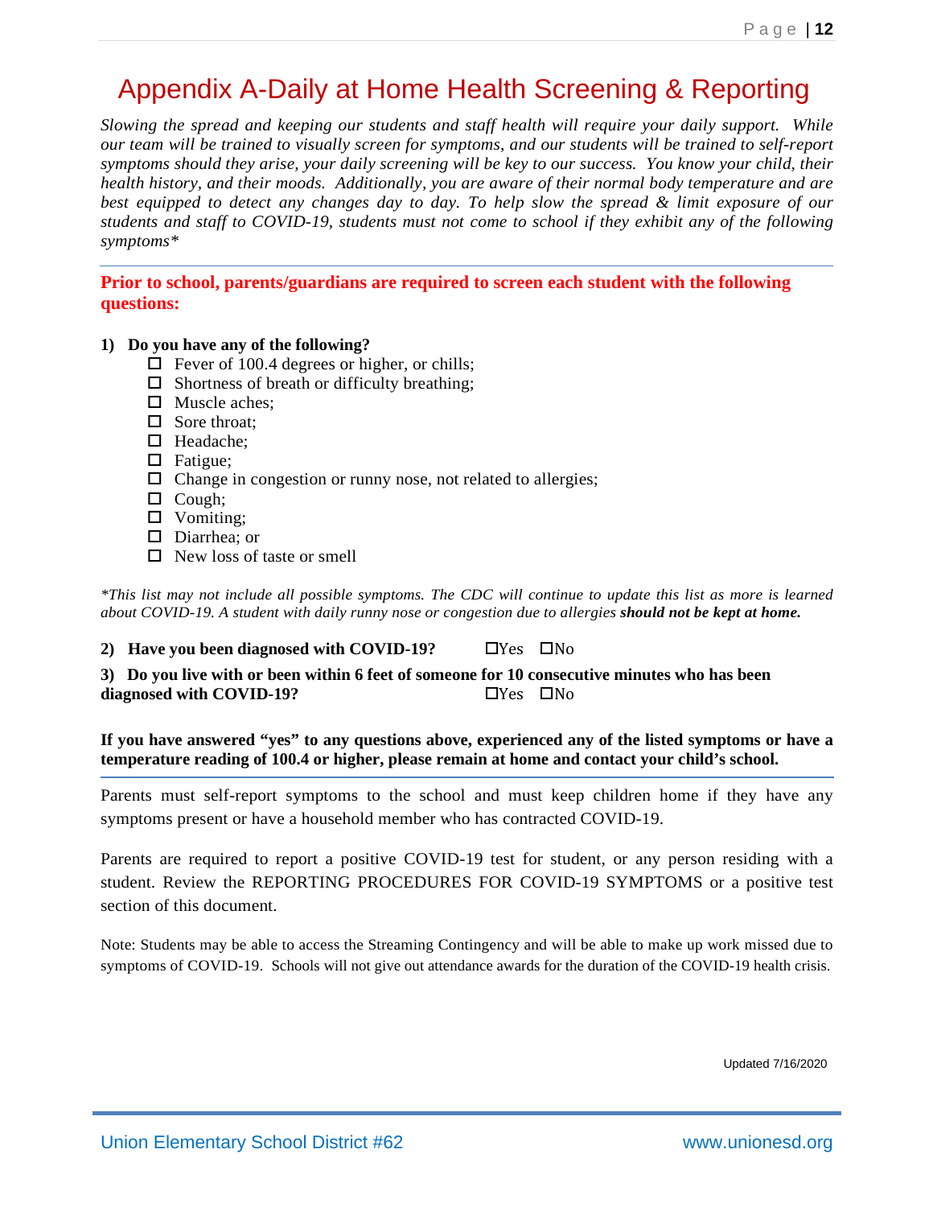# Appendix A-Daily at Home Health Screening & Reporting

*Slowing the spread and keeping our students and staff health will require your daily support. While our team will be trained to visually screen for symptoms, and our students will be trained to self-report symptoms should they arise, your daily screening will be key to our success. You know your child, their health history, and their moods. Additionally, you are aware of their normal body temperature and are best equipped to detect any changes day to day. To help slow the spread & limit exposure of our students and staff to COVID-19, students must not come to school if they exhibit any of the following symptoms**

---

**Prior to school, parents/guardians are required to screen each student with the following questions:**

**1) Do you have any of the following?**

- ☐ Fever of 100.4 degrees or higher, or chills;
- ☐ Shortness of breath or difficulty breathing;
- ☐ Muscle aches;
- ☐ Sore throat;
- ☐ Headache;
- ☐ Fatigue;
- ☐ Change in congestion or runny nose, not related to allergies;
- ☐ Cough;
- ☐ Vomiting;
- ☐ Diarrhea; or
- ☐ New loss of taste or smell

**This list may not include all possible symptoms. The CDC will continue to update this list as more is learned about COVID-19. A student with daily runny nose or congestion due to allergies* ***should not be kept at home.***

**2) Have you been diagnosed with COVID-19?** ☐Yes ☐No

**3) Do you live with or been within 6 feet of someone for 10 consecutive minutes who has been diagnosed with COVID-19?** ☐Yes ☐No

**If you have answered "yes" to any questions above, experienced any of the listed symptoms or have a temperature reading of 100.4 or higher, please remain at home and contact your child's school.**

---

Parents must self-report symptoms to the school and must keep children home if they have any symptoms present or have a household member who has contracted COVID-19.

Parents are required to report a positive COVID-19 test for student, or any person residing with a student. Review the REPORTING PROCEDURES FOR COVID-19 SYMPTOMS or a positive test section of this document.

Note: Students may be able to access the Streaming Contingency and will be able to make up work missed due to symptoms of COVID-19. Schools will not give out attendance awards for the duration of the COVID-19 health crisis.

Updated 7/16/2020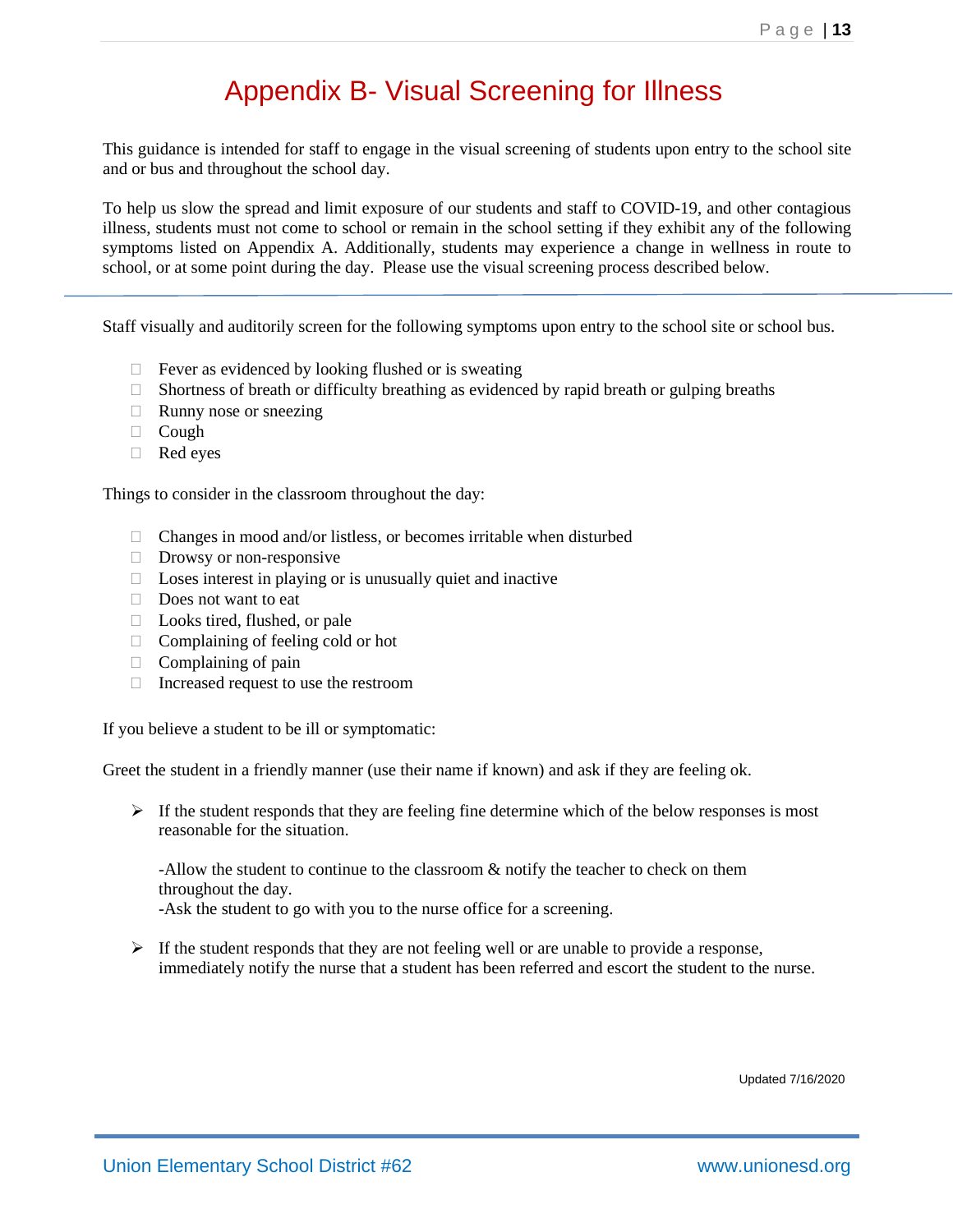# Appendix B- Visual Screening for Illness

This guidance is intended for staff to engage in the visual screening of students upon entry to the school site and or bus and throughout the school day.

To help us slow the spread and limit exposure of our students and staff to COVID-19, and other contagious illness, students must not come to school or remain in the school setting if they exhibit any of the following symptoms listed on Appendix A. Additionally, students may experience a change in wellness in route to school, or at some point during the day. Please use the visual screening process described below.

---

Staff visually and auditorily screen for the following symptoms upon entry to the school site or school bus.

- Fever as evidenced by looking flushed or is sweating
- Shortness of breath or difficulty breathing as evidenced by rapid breath or gulping breaths
- Runny nose or sneezing
- Cough
- Red eyes

Things to consider in the classroom throughout the day:

- Changes in mood and/or listless, or becomes irritable when disturbed
- Drowsy or non-responsive
- Loses interest in playing or is unusually quiet and inactive
- Does not want to eat
- Looks tired, flushed, or pale
- Complaining of feeling cold or hot
- Complaining of pain
- Increased request to use the restroom

If you believe a student to be ill or symptomatic:

Greet the student in a friendly manner (use their name if known) and ask if they are feeling ok.

- If the student responds that they are feeling fine determine which of the below responses is most reasonable for the situation.

  -Allow the student to continue to the classroom & notify the teacher to check on them throughout the day.
  -Ask the student to go with you to the nurse office for a screening.

- If the student responds that they are not feeling well or are unable to provide a response, immediately notify the nurse that a student has been referred and escort the student to the nurse.

Updated 7/16/2020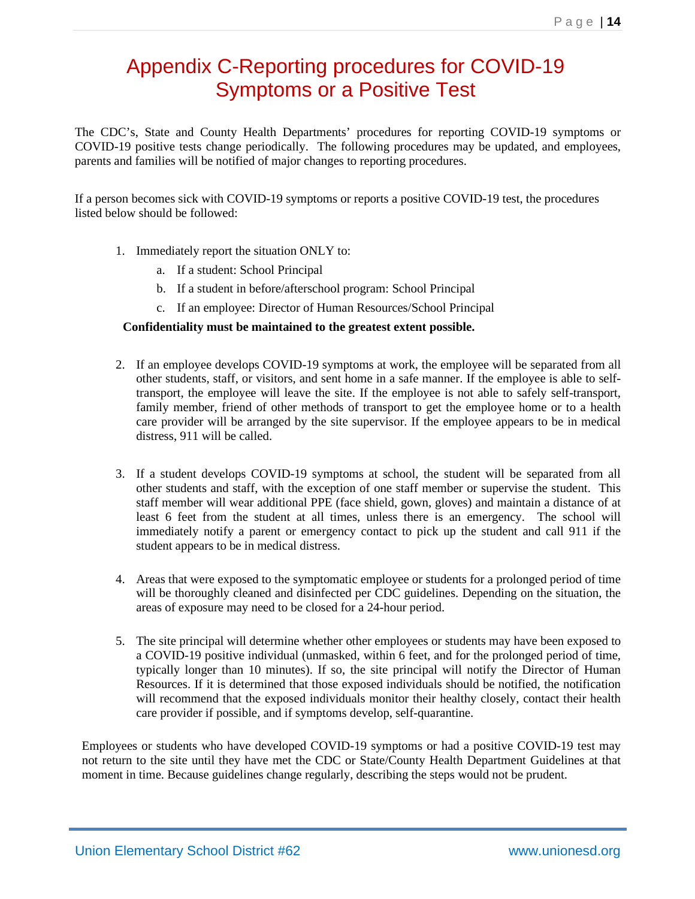# Appendix C-Reporting procedures for COVID-19 Symptoms or a Positive Test

The CDC's, State and County Health Departments' procedures for reporting COVID-19 symptoms or COVID-19 positive tests change periodically. The following procedures may be updated, and employees, parents and families will be notified of major changes to reporting procedures.

If a person becomes sick with COVID-19 symptoms or reports a positive COVID-19 test, the procedures listed below should be followed:

1. Immediately report the situation ONLY to:
   a. If a student: School Principal
   b. If a student in before/afterschool program: School Principal
   c. If an employee: Director of Human Resources/School Principal

   **Confidentiality must be maintained to the greatest extent possible.**

2. If an employee develops COVID-19 symptoms at work, the employee will be separated from all other students, staff, or visitors, and sent home in a safe manner. If the employee is able to self-transport, the employee will leave the site. If the employee is not able to safely self-transport, family member, friend of other methods of transport to get the employee home or to a health care provider will be arranged by the site supervisor. If the employee appears to be in medical distress, 911 will be called.

3. If a student develops COVID-19 symptoms at school, the student will be separated from all other students and staff, with the exception of one staff member or supervise the student. This staff member will wear additional PPE (face shield, gown, gloves) and maintain a distance of at least 6 feet from the student at all times, unless there is an emergency. The school will immediately notify a parent or emergency contact to pick up the student and call 911 if the student appears to be in medical distress.

4. Areas that were exposed to the symptomatic employee or students for a prolonged period of time will be thoroughly cleaned and disinfected per CDC guidelines. Depending on the situation, the areas of exposure may need to be closed for a 24-hour period.

5. The site principal will determine whether other employees or students may have been exposed to a COVID-19 positive individual (unmasked, within 6 feet, and for the prolonged period of time, typically longer than 10 minutes). If so, the site principal will notify the Director of Human Resources. If it is determined that those exposed individuals should be notified, the notification will recommend that the exposed individuals monitor their healthy closely, contact their health care provider if possible, and if symptoms develop, self-quarantine.

Employees or students who have developed COVID-19 symptoms or had a positive COVID-19 test may not return to the site until they have met the CDC or State/County Health Department Guidelines at that moment in time. Because guidelines change regularly, describing the steps would not be prudent.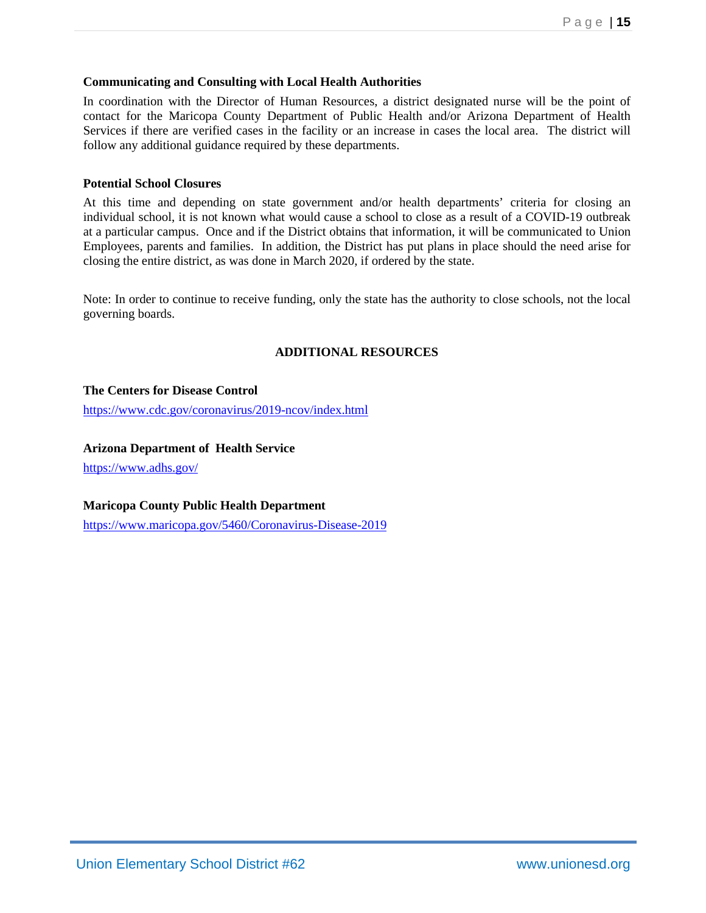### Communicating and Consulting with Local Health Authorities

In coordination with the Director of Human Resources, a district designated nurse will be the point of contact for the Maricopa County Department of Public Health and/or Arizona Department of Health Services if there are verified cases in the facility or an increase in cases the local area. The district will follow any additional guidance required by these departments.

### Potential School Closures

At this time and depending on state government and/or health departments' criteria for closing an individual school, it is not known what would cause a school to close as a result of a COVID-19 outbreak at a particular campus. Once and if the District obtains that information, it will be communicated to Union Employees, parents and families. In addition, the District has put plans in place should the need arise for closing the entire district, as was done in March 2020, if ordered by the state.

Note: In order to continue to receive funding, only the state has the authority to close schools, not the local governing boards.

## ADDITIONAL RESOURCES

**The Centers for Disease Control**

https://www.cdc.gov/coronavirus/2019-ncov/index.html

**Arizona Department of Health Service**

https://www.adhs.gov/

**Maricopa County Public Health Department**

https://www.maricopa.gov/5460/Coronavirus-Disease-2019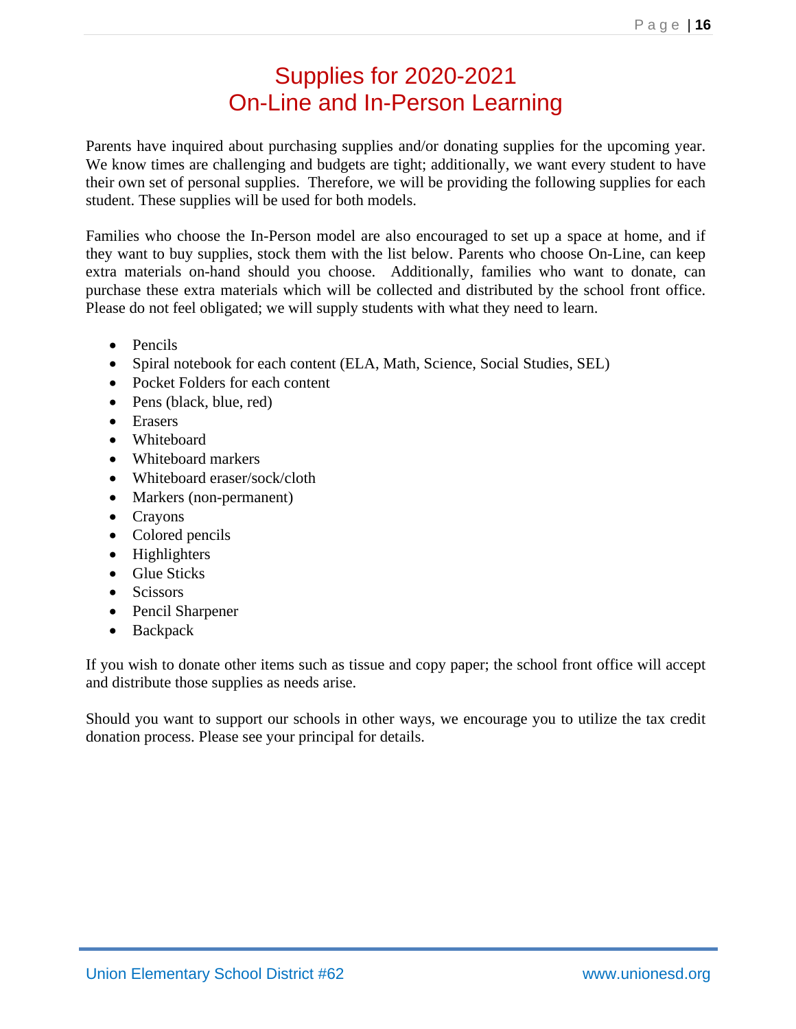# Supplies for 2020-2021
# On-Line and In-Person Learning

Parents have inquired about purchasing supplies and/or donating supplies for the upcoming year. We know times are challenging and budgets are tight; additionally, we want every student to have their own set of personal supplies. Therefore, we will be providing the following supplies for each student. These supplies will be used for both models.

Families who choose the In-Person model are also encouraged to set up a space at home, and if they want to buy supplies, stock them with the list below. Parents who choose On-Line, can keep extra materials on-hand should you choose. Additionally, families who want to donate, can purchase these extra materials which will be collected and distributed by the school front office. Please do not feel obligated; we will supply students with what they need to learn.

- Pencils
- Spiral notebook for each content (ELA, Math, Science, Social Studies, SEL)
- Pocket Folders for each content
- Pens (black, blue, red)
- Erasers
- Whiteboard
- Whiteboard markers
- Whiteboard eraser/sock/cloth
- Markers (non-permanent)
- Crayons
- Colored pencils
- Highlighters
- Glue Sticks
- Scissors
- Pencil Sharpener
- Backpack

If you wish to donate other items such as tissue and copy paper; the school front office will accept and distribute those supplies as needs arise.

Should you want to support our schools in other ways, we encourage you to utilize the tax credit donation process. Please see your principal for details.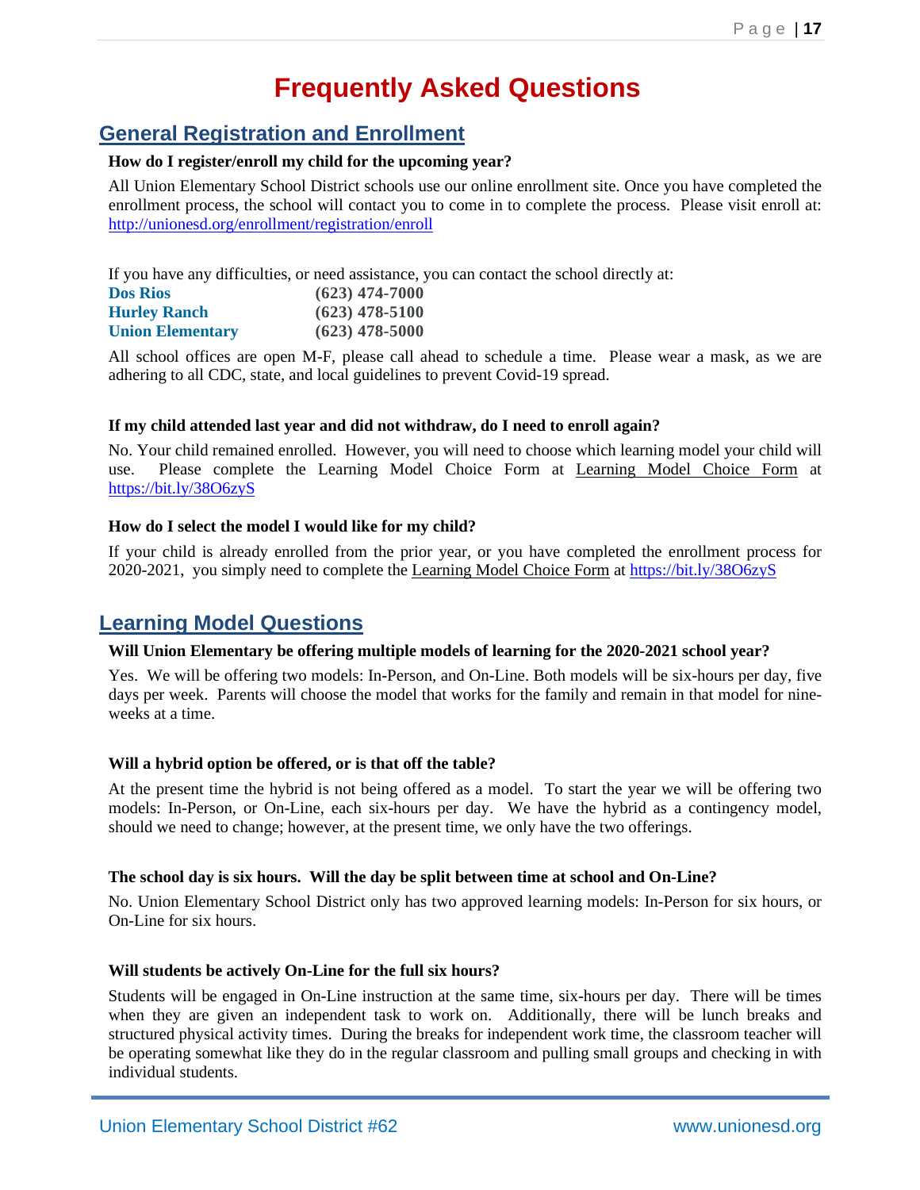# Frequently Asked Questions

## General Registration and Enrollment

**How do I register/enroll my child for the upcoming year?**

All Union Elementary School District schools use our online enrollment site. Once you have completed the enrollment process, the school will contact you to come in to complete the process. Please visit enroll at: http://unionesd.org/enrollment/registration/enroll

If you have any difficulties, or need assistance, you can contact the school directly at:

| | |
|---|---|
| **Dos Rios** | **(623) 474-7000** |
| **Hurley Ranch** | **(623) 478-5100** |
| **Union Elementary** | **(623) 478-5000** |

All school offices are open M-F, please call ahead to schedule a time. Please wear a mask, as we are adhering to all CDC, state, and local guidelines to prevent Covid-19 spread.

**If my child attended last year and did not withdraw, do I need to enroll again?**

No. Your child remained enrolled. However, you will need to choose which learning model your child will use. Please complete the Learning Model Choice Form at Learning Model Choice Form at https://bit.ly/38O6zyS

**How do I select the model I would like for my child?**

If your child is already enrolled from the prior year, or you have completed the enrollment process for 2020-2021, you simply need to complete the Learning Model Choice Form at https://bit.ly/38O6zyS

## Learning Model Questions

**Will Union Elementary be offering multiple models of learning for the 2020-2021 school year?**

Yes. We will be offering two models: In-Person, and On-Line. Both models will be six-hours per day, five days per week. Parents will choose the model that works for the family and remain in that model for nine-weeks at a time.

**Will a hybrid option be offered, or is that off the table?**

At the present time the hybrid is not being offered as a model. To start the year we will be offering two models: In-Person, or On-Line, each six-hours per day. We have the hybrid as a contingency model, should we need to change; however, at the present time, we only have the two offerings.

**The school day is six hours. Will the day be split between time at school and On-Line?**

No. Union Elementary School District only has two approved learning models: In-Person for six hours, or On-Line for six hours.

**Will students be actively On-Line for the full six hours?**

Students will be engaged in On-Line instruction at the same time, six-hours per day. There will be times when they are given an independent task to work on. Additionally, there will be lunch breaks and structured physical activity times. During the breaks for independent work time, the classroom teacher will be operating somewhat like they do in the regular classroom and pulling small groups and checking in with individual students.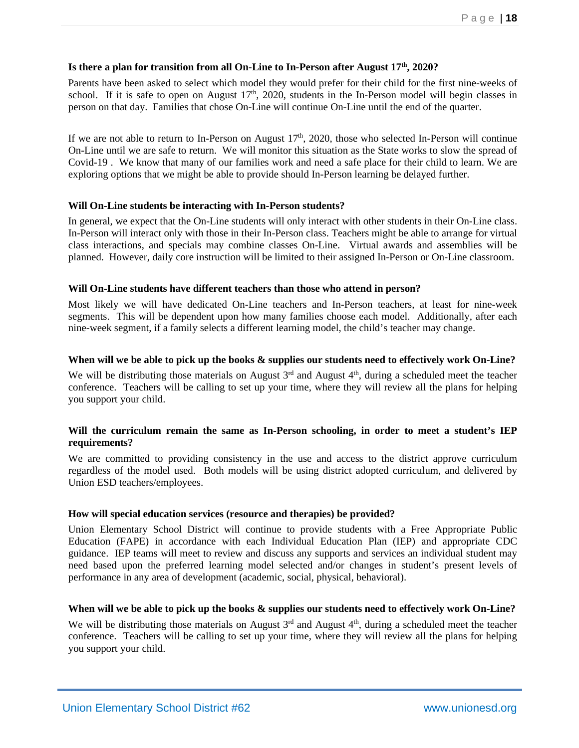**Is there a plan for transition from all On-Line to In-Person after August 17th, 2020?**

Parents have been asked to select which model they would prefer for their child for the first nine-weeks of school. If it is safe to open on August 17th, 2020, students in the In-Person model will begin classes in person on that day. Families that chose On-Line will continue On-Line until the end of the quarter.

If we are not able to return to In-Person on August 17th, 2020, those who selected In-Person will continue On-Line until we are safe to return. We will monitor this situation as the State works to slow the spread of Covid-19 . We know that many of our families work and need a safe place for their child to learn. We are exploring options that we might be able to provide should In-Person learning be delayed further.

**Will On-Line students be interacting with In-Person students?**

In general, we expect that the On-Line students will only interact with other students in their On-Line class. In-Person will interact only with those in their In-Person class. Teachers might be able to arrange for virtual class interactions, and specials may combine classes On-Line. Virtual awards and assemblies will be planned. However, daily core instruction will be limited to their assigned In-Person or On-Line classroom.

**Will On-Line students have different teachers than those who attend in person?**

Most likely we will have dedicated On-Line teachers and In-Person teachers, at least for nine-week segments. This will be dependent upon how many families choose each model. Additionally, after each nine-week segment, if a family selects a different learning model, the child's teacher may change.

**When will we be able to pick up the books & supplies our students need to effectively work On-Line?**

We will be distributing those materials on August 3rd and August 4th, during a scheduled meet the teacher conference. Teachers will be calling to set up your time, where they will review all the plans for helping you support your child.

**Will the curriculum remain the same as In-Person schooling, in order to meet a student's IEP requirements?**

We are committed to providing consistency in the use and access to the district approve curriculum regardless of the model used. Both models will be using district adopted curriculum, and delivered by Union ESD teachers/employees.

**How will special education services (resource and therapies) be provided?**

Union Elementary School District will continue to provide students with a Free Appropriate Public Education (FAPE) in accordance with each Individual Education Plan (IEP) and appropriate CDC guidance. IEP teams will meet to review and discuss any supports and services an individual student may need based upon the preferred learning model selected and/or changes in student's present levels of performance in any area of development (academic, social, physical, behavioral).

**When will we be able to pick up the books & supplies our students need to effectively work On-Line?**

We will be distributing those materials on August 3rd and August 4th, during a scheduled meet the teacher conference. Teachers will be calling to set up your time, where they will review all the plans for helping you support your child.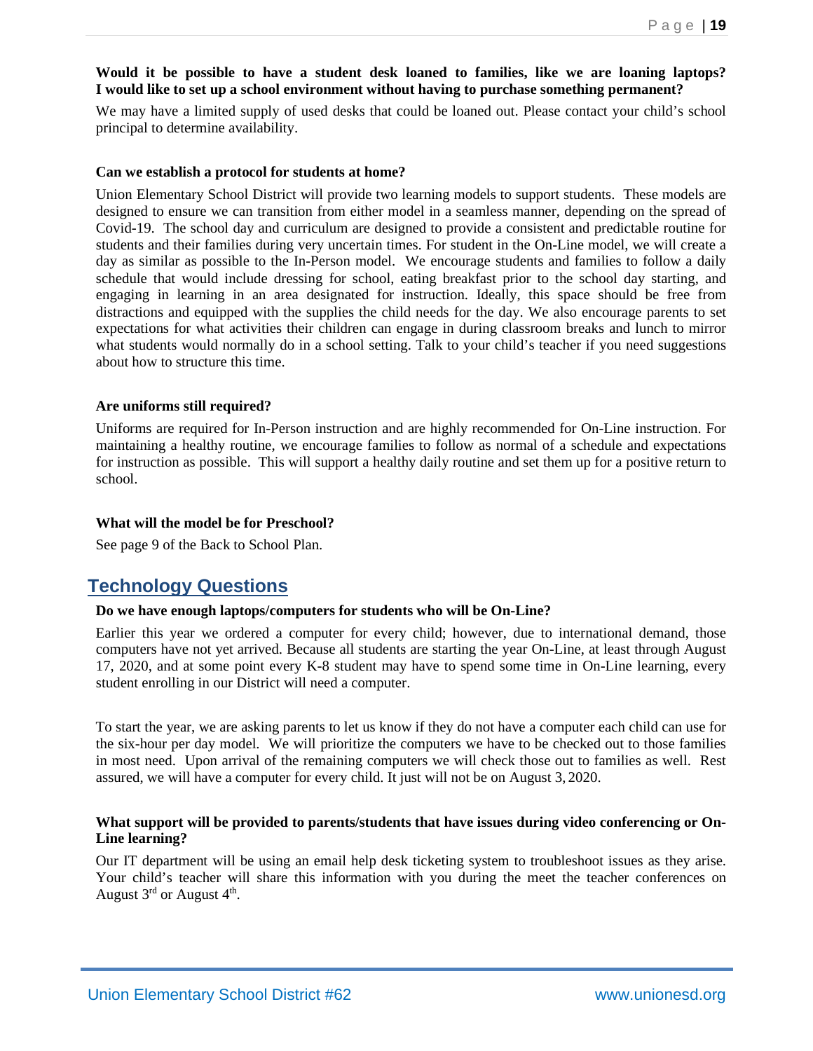**Would it be possible to have a student desk loaned to families, like we are loaning laptops? I would like to set up a school environment without having to purchase something permanent?**

We may have a limited supply of used desks that could be loaned out. Please contact your child's school principal to determine availability.

**Can we establish a protocol for students at home?**

Union Elementary School District will provide two learning models to support students. These models are designed to ensure we can transition from either model in a seamless manner, depending on the spread of Covid-19. The school day and curriculum are designed to provide a consistent and predictable routine for students and their families during very uncertain times. For student in the On-Line model, we will create a day as similar as possible to the In-Person model. We encourage students and families to follow a daily schedule that would include dressing for school, eating breakfast prior to the school day starting, and engaging in learning in an area designated for instruction. Ideally, this space should be free from distractions and equipped with the supplies the child needs for the day. We also encourage parents to set expectations for what activities their children can engage in during classroom breaks and lunch to mirror what students would normally do in a school setting. Talk to your child's teacher if you need suggestions about how to structure this time.

**Are uniforms still required?**

Uniforms are required for In-Person instruction and are highly recommended for On-Line instruction. For maintaining a healthy routine, we encourage families to follow as normal of a schedule and expectations for instruction as possible. This will support a healthy daily routine and set them up for a positive return to school.

**What will the model be for Preschool?**

See page 9 of the Back to School Plan.

## Technology Questions

**Do we have enough laptops/computers for students who will be On-Line?**

Earlier this year we ordered a computer for every child; however, due to international demand, those computers have not yet arrived. Because all students are starting the year On-Line, at least through August 17, 2020, and at some point every K-8 student may have to spend some time in On-Line learning, every student enrolling in our District will need a computer.

To start the year, we are asking parents to let us know if they do not have a computer each child can use for the six-hour per day model. We will prioritize the computers we have to be checked out to those families in most need. Upon arrival of the remaining computers we will check those out to families as well. Rest assured, we will have a computer for every child. It just will not be on August 3, 2020.

**What support will be provided to parents/students that have issues during video conferencing or On-Line learning?**

Our IT department will be using an email help desk ticketing system to troubleshoot issues as they arise. Your child's teacher will share this information with you during the meet the teacher conferences on August 3rd or August 4th.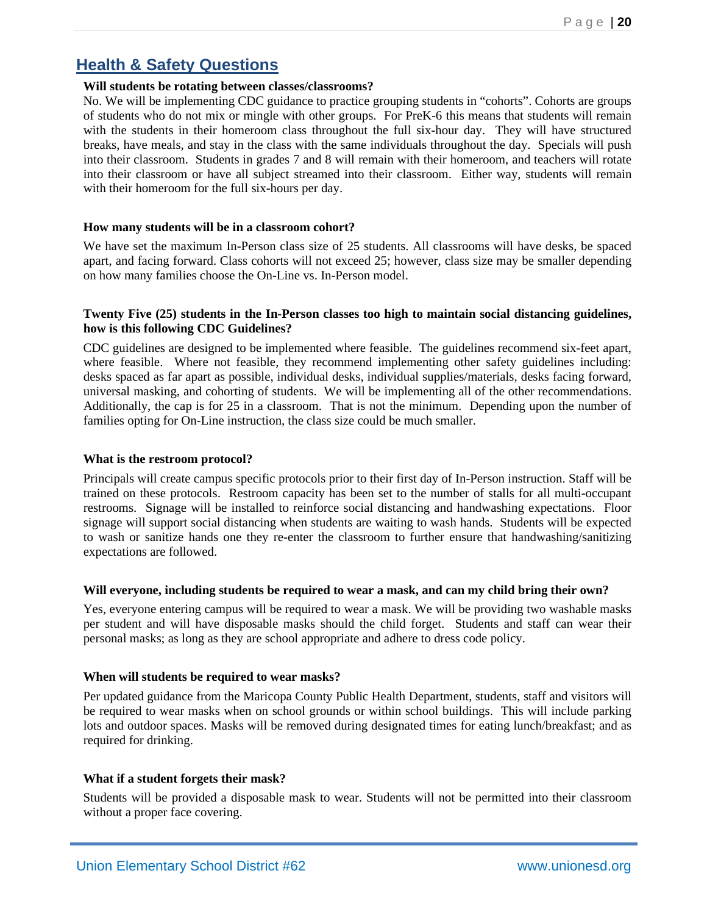## Health & Safety Questions

**Will students be rotating between classes/classrooms?**

No. We will be implementing CDC guidance to practice grouping students in "cohorts". Cohorts are groups of students who do not mix or mingle with other groups. For PreK-6 this means that students will remain with the students in their homeroom class throughout the full six-hour day. They will have structured breaks, have meals, and stay in the class with the same individuals throughout the day. Specials will push into their classroom. Students in grades 7 and 8 will remain with their homeroom, and teachers will rotate into their classroom or have all subject streamed into their classroom. Either way, students will remain with their homeroom for the full six-hours per day.

**How many students will be in a classroom cohort?**

We have set the maximum In-Person class size of 25 students. All classrooms will have desks, be spaced apart, and facing forward. Class cohorts will not exceed 25; however, class size may be smaller depending on how many families choose the On-Line vs. In-Person model.

**Twenty Five (25) students in the In-Person classes too high to maintain social distancing guidelines, how is this following CDC Guidelines?**

CDC guidelines are designed to be implemented where feasible. The guidelines recommend six-feet apart, where feasible. Where not feasible, they recommend implementing other safety guidelines including: desks spaced as far apart as possible, individual desks, individual supplies/materials, desks facing forward, universal masking, and cohorting of students. We will be implementing all of the other recommendations. Additionally, the cap is for 25 in a classroom. That is not the minimum. Depending upon the number of families opting for On-Line instruction, the class size could be much smaller.

**What is the restroom protocol?**

Principals will create campus specific protocols prior to their first day of In-Person instruction. Staff will be trained on these protocols. Restroom capacity has been set to the number of stalls for all multi-occupant restrooms. Signage will be installed to reinforce social distancing and handwashing expectations. Floor signage will support social distancing when students are waiting to wash hands. Students will be expected to wash or sanitize hands one they re-enter the classroom to further ensure that handwashing/sanitizing expectations are followed.

**Will everyone, including students be required to wear a mask, and can my child bring their own?**

Yes, everyone entering campus will be required to wear a mask. We will be providing two washable masks per student and will have disposable masks should the child forget. Students and staff can wear their personal masks; as long as they are school appropriate and adhere to dress code policy.

**When will students be required to wear masks?**

Per updated guidance from the Maricopa County Public Health Department, students, staff and visitors will be required to wear masks when on school grounds or within school buildings. This will include parking lots and outdoor spaces. Masks will be removed during designated times for eating lunch/breakfast; and as required for drinking.

**What if a student forgets their mask?**

Students will be provided a disposable mask to wear. Students will not be permitted into their classroom without a proper face covering.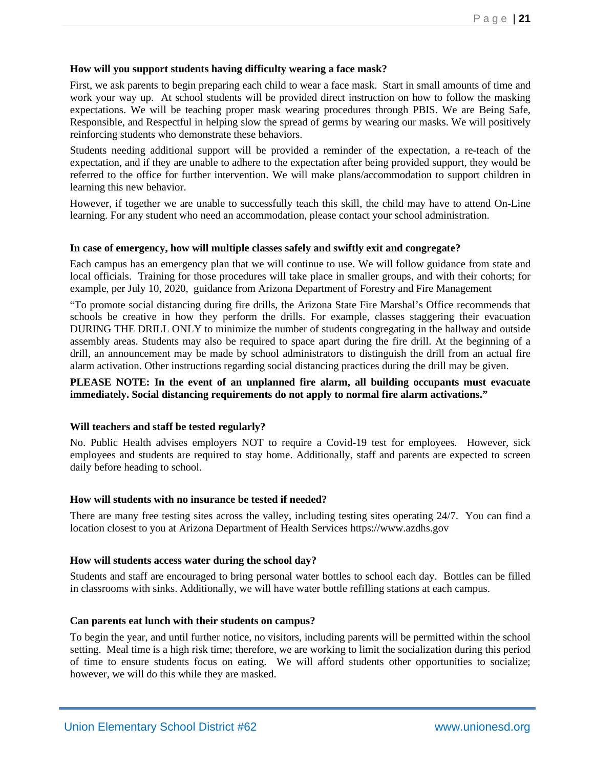**How will you support students having difficulty wearing a face mask?**

First, we ask parents to begin preparing each child to wear a face mask. Start in small amounts of time and work your way up. At school students will be provided direct instruction on how to follow the masking expectations. We will be teaching proper mask wearing procedures through PBIS. We are Being Safe, Responsible, and Respectful in helping slow the spread of germs by wearing our masks. We will positively reinforcing students who demonstrate these behaviors.

Students needing additional support will be provided a reminder of the expectation, a re-teach of the expectation, and if they are unable to adhere to the expectation after being provided support, they would be referred to the office for further intervention. We will make plans/accommodation to support children in learning this new behavior.

However, if together we are unable to successfully teach this skill, the child may have to attend On-Line learning. For any student who need an accommodation, please contact your school administration.

**In case of emergency, how will multiple classes safely and swiftly exit and congregate?**

Each campus has an emergency plan that we will continue to use. We will follow guidance from state and local officials. Training for those procedures will take place in smaller groups, and with their cohorts; for example, per July 10, 2020, guidance from Arizona Department of Forestry and Fire Management

"To promote social distancing during fire drills, the Arizona State Fire Marshal's Office recommends that schools be creative in how they perform the drills. For example, classes staggering their evacuation DURING THE DRILL ONLY to minimize the number of students congregating in the hallway and outside assembly areas. Students may also be required to space apart during the fire drill. At the beginning of a drill, an announcement may be made by school administrators to distinguish the drill from an actual fire alarm activation. Other instructions regarding social distancing practices during the drill may be given.

**PLEASE NOTE: In the event of an unplanned fire alarm, all building occupants must evacuate immediately. Social distancing requirements do not apply to normal fire alarm activations."**

**Will teachers and staff be tested regularly?**

No. Public Health advises employers NOT to require a Covid-19 test for employees. However, sick employees and students are required to stay home. Additionally, staff and parents are expected to screen daily before heading to school.

**How will students with no insurance be tested if needed?**

There are many free testing sites across the valley, including testing sites operating 24/7. You can find a location closest to you at Arizona Department of Health Services https://www.azdhs.gov

**How will students access water during the school day?**

Students and staff are encouraged to bring personal water bottles to school each day. Bottles can be filled in classrooms with sinks. Additionally, we will have water bottle refilling stations at each campus.

**Can parents eat lunch with their students on campus?**

To begin the year, and until further notice, no visitors, including parents will be permitted within the school setting. Meal time is a high risk time; therefore, we are working to limit the socialization during this period of time to ensure students focus on eating. We will afford students other opportunities to socialize; however, we will do this while they are masked.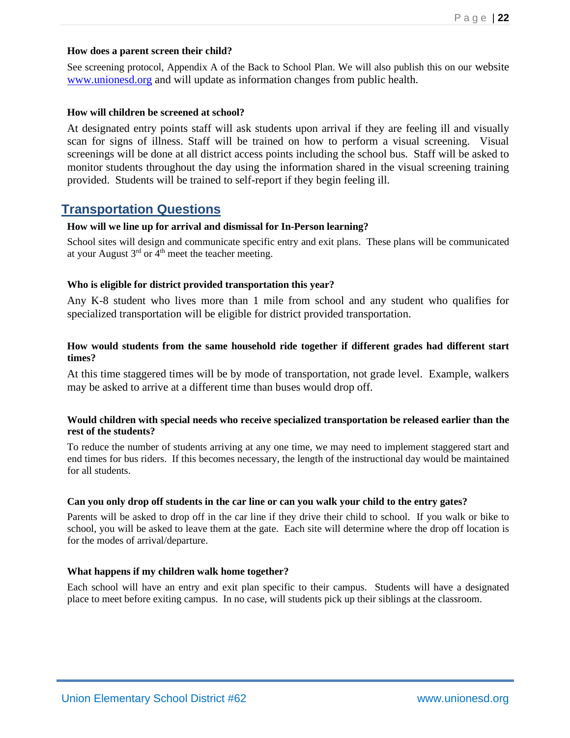**How does a parent screen their child?**

See screening protocol, Appendix A of the Back to School Plan. We will also publish this on our website [www.unionesd.org](http://www.unionesd.org) and will update as information changes from public health.

**How will children be screened at school?**

At designated entry points staff will ask students upon arrival if they are feeling ill and visually scan for signs of illness. Staff will be trained on how to perform a visual screening. Visual screenings will be done at all district access points including the school bus. Staff will be asked to monitor students throughout the day using the information shared in the visual screening training provided. Students will be trained to self-report if they begin feeling ill.

## Transportation Questions

**How will we line up for arrival and dismissal for In-Person learning?**

School sites will design and communicate specific entry and exit plans. These plans will be communicated at your August 3rd or 4th meet the teacher meeting.

**Who is eligible for district provided transportation this year?**

Any K-8 student who lives more than 1 mile from school and any student who qualifies for specialized transportation will be eligible for district provided transportation.

**How would students from the same household ride together if different grades had different start times?**

At this time staggered times will be by mode of transportation, not grade level. Example, walkers may be asked to arrive at a different time than buses would drop off.

**Would children with special needs who receive specialized transportation be released earlier than the rest of the students?**

To reduce the number of students arriving at any one time, we may need to implement staggered start and end times for bus riders. If this becomes necessary, the length of the instructional day would be maintained for all students.

**Can you only drop off students in the car line or can you walk your child to the entry gates?**

Parents will be asked to drop off in the car line if they drive their child to school. If you walk or bike to school, you will be asked to leave them at the gate. Each site will determine where the drop off location is for the modes of arrival/departure.

**What happens if my children walk home together?**

Each school will have an entry and exit plan specific to their campus. Students will have a designated place to meet before exiting campus. In no case, will students pick up their siblings at the classroom.